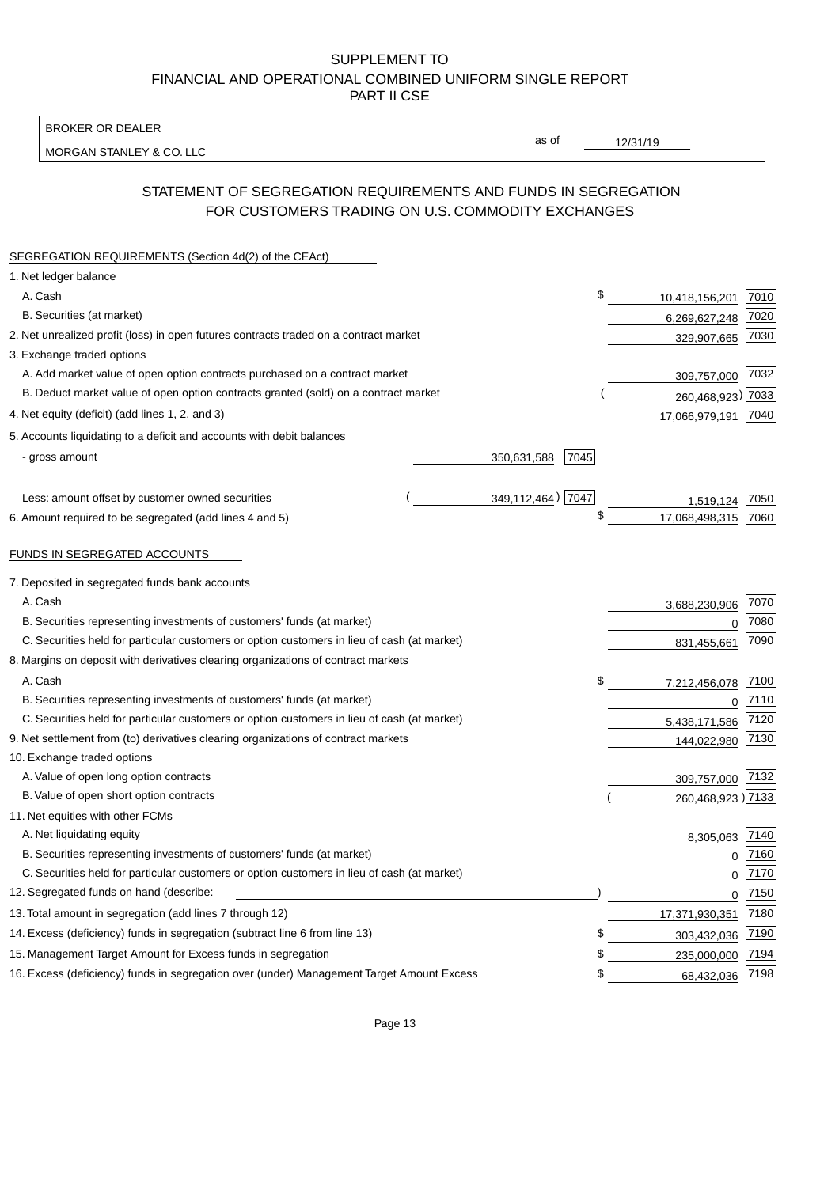SUPPLEMENT TO
FINANCIAL AND OPERATIONAL COMBINED UNIFORM SINGLE REPORT
PART II CSE

| BROKER OR DEALER | | |
|---|---|---|
| MORGAN STANLEY & CO. LLC | as of | 12/31/19 |

## STATEMENT OF SEGREGATION REQUIREMENTS AND FUNDS IN SEGREGATION FOR CUSTOMERS TRADING ON U.S. COMMODITY EXCHANGES

| | | | | |
|---|---|---|---|---|
| **SEGREGATION REQUIREMENTS (Section 4d(2) of the CEAct)** | | | | |
| 1. Net ledger balance | | | | |
| A. Cash | | | $ 10,418,156,201 | 7010 |
| B. Securities (at market) | | | 6,269,627,248 | 7020 |
| 2. Net unrealized profit (loss) in open futures contracts traded on a contract market | | | 329,907,665 | 7030 |
| 3. Exchange traded options | | | | |
| A. Add market value of open option contracts purchased on a contract market | | | 309,757,000 | 7032 |
| B. Deduct market value of open option contracts granted (sold) on a contract market | | | (260,468,923) | 7033 |
| 4. Net equity (deficit) (add lines 1, 2, and 3) | | | 17,066,979,191 | 7040 |
| 5. Accounts liquidating to a deficit and accounts with debit balances | | | | |
| - gross amount | 350,631,588 | 7045 | | |
| Less: amount offset by customer owned securities | (349,112,464) | 7047 | 1,519,124 | 7050 |
| 6. Amount required to be segregated (add lines 4 and 5) | | | $ 17,068,498,315 | 7060 |
| **FUNDS IN SEGREGATED ACCOUNTS** | | | | |
| 7. Deposited in segregated funds bank accounts | | | | |
| A. Cash | | | 3,688,230,906 | 7070 |
| B. Securities representing investments of customers' funds (at market) | | | 0 | 7080 |
| C. Securities held for particular customers or option customers in lieu of cash (at market) | | | 831,455,661 | 7090 |
| 8. Margins on deposit with derivatives clearing organizations of contract markets | | | | |
| A. Cash | | | $ 7,212,456,078 | 7100 |
| B. Securities representing investments of customers' funds (at market) | | | 0 | 7110 |
| C. Securities held for particular customers or option customers in lieu of cash (at market) | | | 5,438,171,586 | 7120 |
| 9. Net settlement from (to) derivatives clearing organizations of contract markets | | | 144,022,980 | 7130 |
| 10. Exchange traded options | | | | |
| A. Value of open long option contracts | | | 309,757,000 | 7132 |
| B. Value of open short option contracts | | | (260,468,923) | 7133 |
| 11. Net equities with other FCMs | | | | |
| A. Net liquidating equity | | | 8,305,063 | 7140 |
| B. Securities representing investments of customers' funds (at market) | | | 0 | 7160 |
| C. Securities held for particular customers or option customers in lieu of cash (at market) | | | 0 | 7170 |
| 12. Segregated funds on hand (describe: ) | | | 0 | 7150 |
| 13. Total amount in segregation (add lines 7 through 12) | | | 17,371,930,351 | 7180 |
| 14. Excess (deficiency) funds in segregation (subtract line 6 from line 13) | | | $ 303,432,036 | 7190 |
| 15. Management Target Amount for Excess funds in segregation | | | $ 235,000,000 | 7194 |
| 16. Excess (deficiency) funds in segregation over (under) Management Target Amount Excess | | | $ 68,432,036 | 7198 |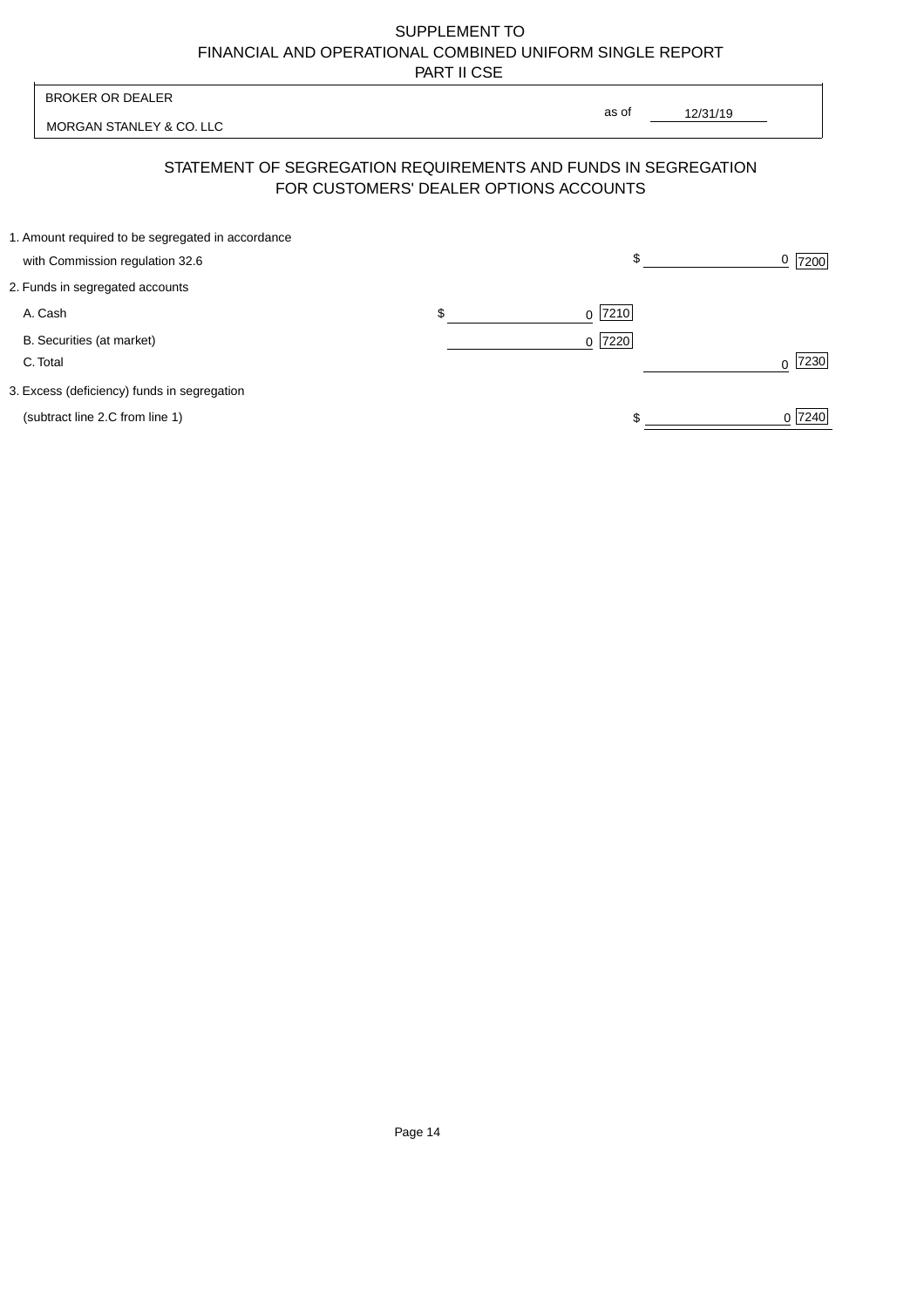SUPPLEMENT TO
FINANCIAL AND OPERATIONAL COMBINED UNIFORM SINGLE REPORT
PART II CSE

| BROKER OR DEALER | |
|---|---|
| MORGAN STANLEY & CO. LLC | as of 12/31/19 |

## STATEMENT OF SEGREGATION REQUIREMENTS AND FUNDS IN SEGREGATION FOR CUSTOMERS' DEALER OPTIONS ACCOUNTS

| | | | | |
|---|---|---|---|---|
| 1. Amount required to be segregated in accordance with Commission regulation 32.6 | | | $ 0 | 7200 |
| 2. Funds in segregated accounts | | | | |
| A. Cash | $ 0 | 7210 | | |
| B. Securities (at market) | 0 | 7220 | | |
| C. Total | | | 0 | 7230 |
| 3. Excess (deficiency) funds in segregation (subtract line 2.C from line 1) | | | $ 0 | 7240 |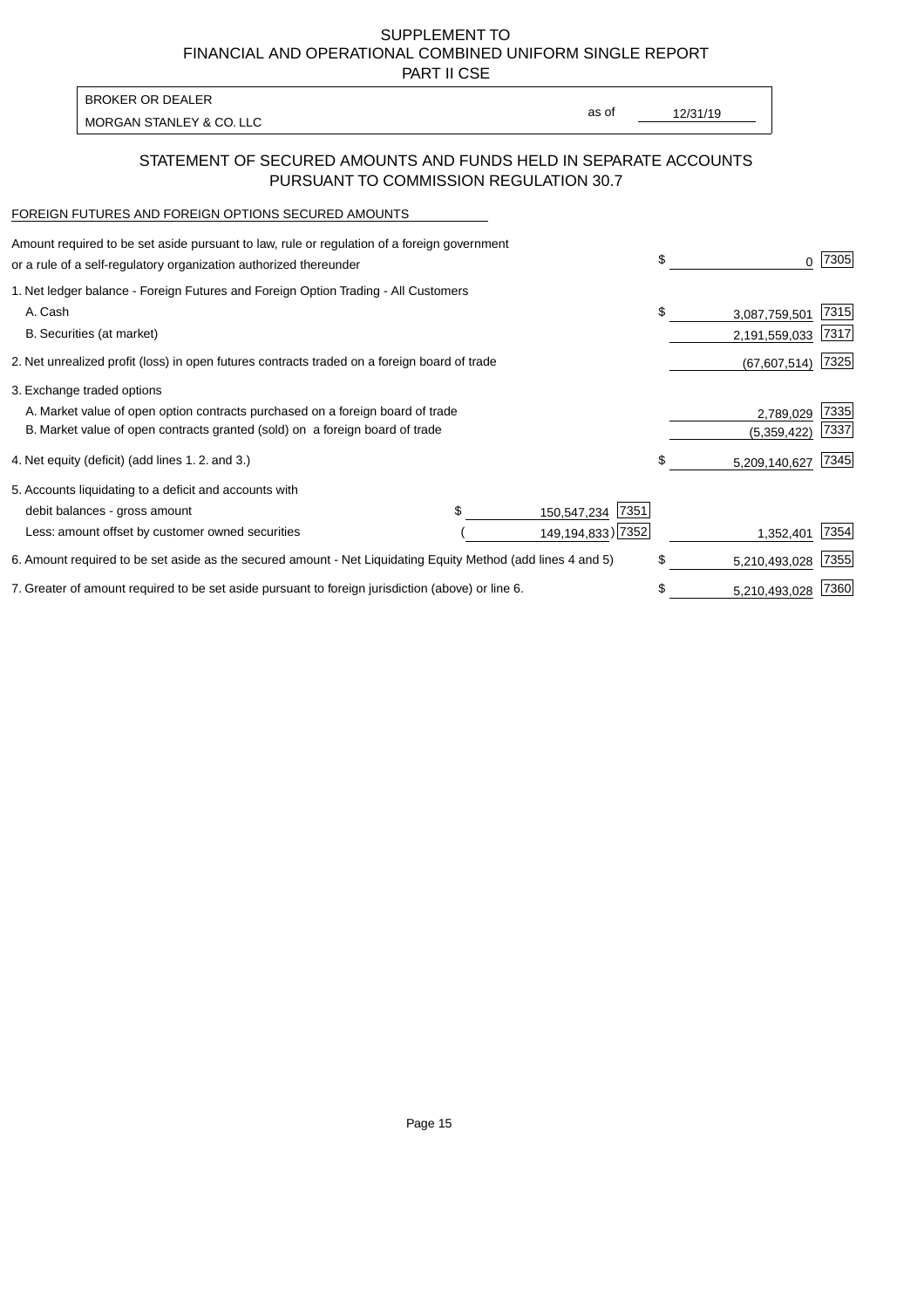SUPPLEMENT TO
FINANCIAL AND OPERATIONAL COMBINED UNIFORM SINGLE REPORT
PART II CSE

BROKER OR DEALER
MORGAN STANLEY & CO. LLC

as of 12/31/19

## STATEMENT OF SECURED AMOUNTS AND FUNDS HELD IN SEPARATE ACCOUNTS PURSUANT TO COMMISSION REGULATION 30.7

FOREIGN FUTURES AND FOREIGN OPTIONS SECURED AMOUNTS

| | | | | |
|---|---|---|---|---|
| Amount required to be set aside pursuant to law, rule or regulation of a foreign government or a rule of a self-regulatory organization authorized thereunder | | | $ 0 | 7305 |
| 1. Net ledger balance - Foreign Futures and Foreign Option Trading - All Customers | | | | |
| A. Cash | | | $ 3,087,759,501 | 7315 |
| B. Securities (at market) | | | 2,191,559,033 | 7317 |
| 2. Net unrealized profit (loss) in open futures contracts traded on a foreign board of trade | | | (67,607,514) | 7325 |
| 3. Exchange traded options | | | | |
| A. Market value of open option contracts purchased on a foreign board of trade | | | 2,789,029 | 7335 |
| B. Market value of open contracts granted (sold) on a foreign board of trade | | | (5,359,422) | 7337 |
| 4. Net equity (deficit) (add lines 1. 2. and 3.) | | | $ 5,209,140,627 | 7345 |
| 5. Accounts liquidating to a deficit and accounts with | | | | |
| debit balances - gross amount | $ 150,547,234 | 7351 | | |
| Less: amount offset by customer owned securities | (149,194,833) | 7352 | 1,352,401 | 7354 |
| 6. Amount required to be set aside as the secured amount - Net Liquidating Equity Method (add lines 4 and 5) | | | $ 5,210,493,028 | 7355 |
| 7. Greater of amount required to be set aside pursuant to foreign jurisdiction (above) or line 6. | | | $ 5,210,493,028 | 7360 |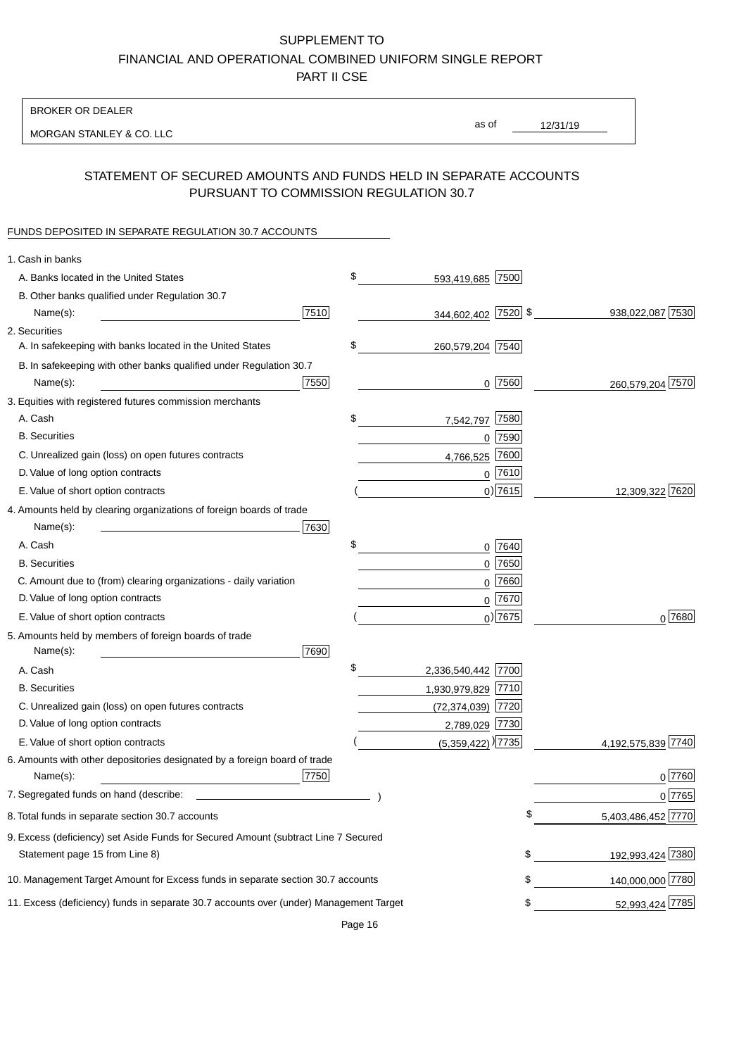SUPPLEMENT TO
FINANCIAL AND OPERATIONAL COMBINED UNIFORM SINGLE REPORT
PART II CSE

BROKER OR DEALER

MORGAN STANLEY & CO. LLC

as of 12/31/19

## STATEMENT OF SECURED AMOUNTS AND FUNDS HELD IN SEPARATE ACCOUNTS PURSUANT TO COMMISSION REGULATION 30.7

FUNDS DEPOSITED IN SEPARATE REGULATION 30.7 ACCOUNTS

| | | | | |
|---|---|---|---|---|
| 1. Cash in banks | | | | |
| A. Banks located in the United States | | $ 593,419,685 | 7500 | |
| B. Other banks qualified under Regulation 30.7 Name(s): | 7510 | 344,602,402 | 7520 | $ 938,022,087 7530 |
| 2. Securities | | | | |
| A. In safekeeping with banks located in the United States | | $ 260,579,204 | 7540 | |
| B. In safekeeping with other banks qualified under Regulation 30.7 Name(s): | 7550 | 0 | 7560 | 260,579,204 7570 |
| 3. Equities with registered futures commission merchants | | | | |
| A. Cash | | $ 7,542,797 | 7580 | |
| B. Securities | | 0 | 7590 | |
| C. Unrealized gain (loss) on open futures contracts | | 4,766,525 | 7600 | |
| D. Value of long option contracts | | 0 | 7610 | |
| E. Value of short option contracts | | ( 0) | 7615 | 12,309,322 7620 |
| 4. Amounts held by clearing organizations of foreign boards of trade Name(s): | 7630 | | | |
| A. Cash | | $ 0 | 7640 | |
| B. Securities | | 0 | 7650 | |
| C. Amount due to (from) clearing organizations - daily variation | | 0 | 7660 | |
| D. Value of long option contracts | | 0 | 7670 | |
| E. Value of short option contracts | | ( 0) | 7675 | 0 7680 |
| 5. Amounts held by members of foreign boards of trade Name(s): | 7690 | | | |
| A. Cash | | $ 2,336,540,442 | 7700 | |
| B. Securities | | 1,930,979,829 | 7710 | |
| C. Unrealized gain (loss) on open futures contracts | | (72,374,039) | 7720 | |
| D. Value of long option contracts | | 2,789,029 | 7730 | |
| E. Value of short option contracts | | ( (5,359,422) ) | 7735 | 4,192,575,839 7740 |
| 6. Amounts with other depositories designated by a foreign board of trade Name(s): | 7750 | | | 0 7760 |
| 7. Segregated funds on hand (describe: ) | | | | 0 7765 |
| 8. Total funds in separate section 30.7 accounts | | | | $ 5,403,486,452 7770 |
| 9. Excess (deficiency) set Aside Funds for Secured Amount (subtract Line 7 Secured Statement page 15 from Line 8) | | | | $ 192,993,424 7380 |
| 10. Management Target Amount for Excess funds in separate section 30.7 accounts | | | | $ 140,000,000 7780 |
| 11. Excess (deficiency) funds in separate 30.7 accounts over (under) Management Target | | | | $ 52,993,424 7785 |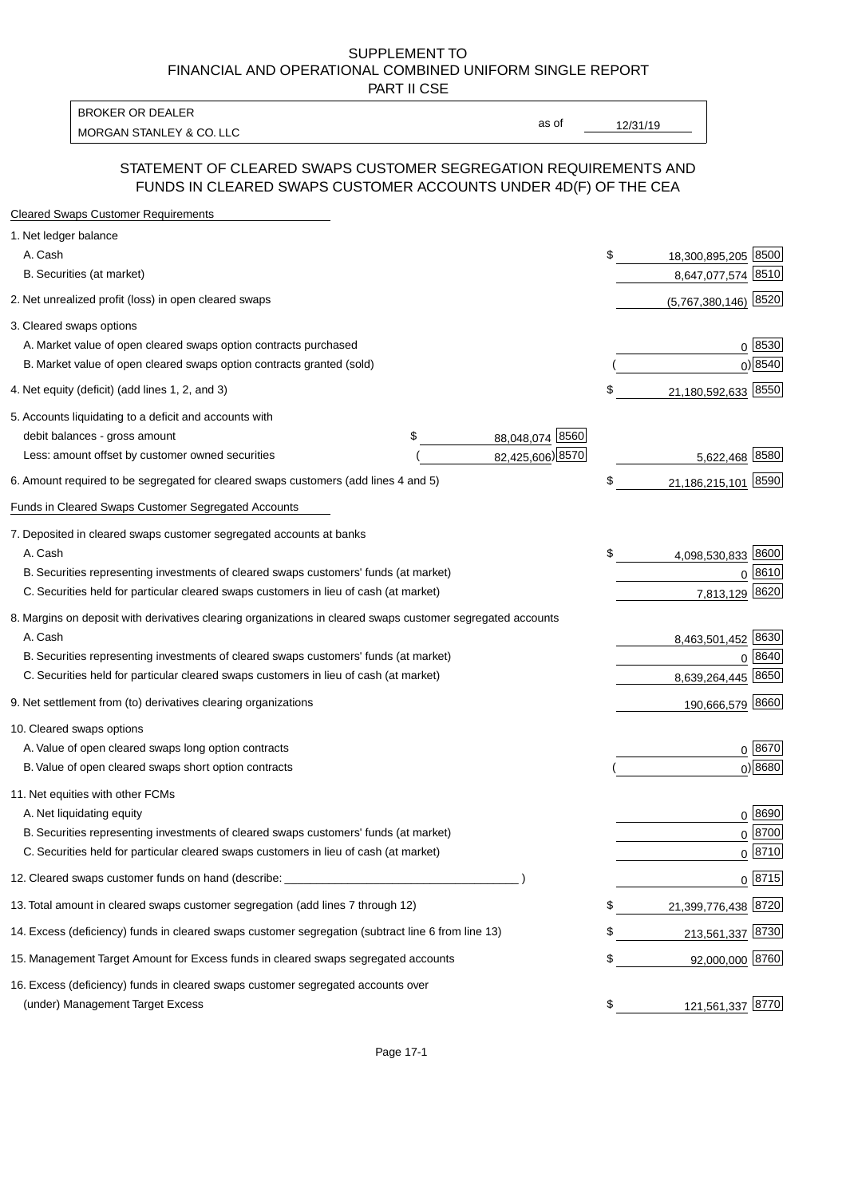SUPPLEMENT TO
FINANCIAL AND OPERATIONAL COMBINED UNIFORM SINGLE REPORT
PART II CSE

| | | |
|---|---|---|
| BROKER OR DEALER<br>MORGAN STANLEY & CO. LLC | as of | 12/31/19 |

## STATEMENT OF CLEARED SWAPS CUSTOMER SEGREGATION REQUIREMENTS AND FUNDS IN CLEARED SWAPS CUSTOMER ACCOUNTS UNDER 4D(F) OF THE CEA

| | | | | |
|---|---|---|---|---|
| **Cleared Swaps Customer Requirements** | | | | |
| 1. Net ledger balance | | | | |
| A. Cash | | | $ 18,300,895,205 | 8500 |
| B. Securities (at market) | | | 8,647,077,574 | 8510 |
| 2. Net unrealized profit (loss) in open cleared swaps | | | (5,767,380,146) | 8520 |
| 3. Cleared swaps options | | | | |
| A. Market value of open cleared swaps option contracts purchased | | | 0 | 8530 |
| B. Market value of open cleared swaps option contracts granted (sold) | | | ( 0) | 8540 |
| 4. Net equity (deficit) (add lines 1, 2, and 3) | | | $ 21,180,592,633 | 8550 |
| 5. Accounts liquidating to a deficit and accounts with debit balances - gross amount | $ 88,048,074 | 8560 | | |
| Less: amount offset by customer owned securities | ( 82,425,606) | 8570 | 5,622,468 | 8580 |
| 6. Amount required to be segregated for cleared swaps customers (add lines 4 and 5) | | | $ 21,186,215,101 | 8590 |
| **Funds in Cleared Swaps Customer Segregated Accounts** | | | | |
| 7. Deposited in cleared swaps customer segregated accounts at banks | | | | |
| A. Cash | | | $ 4,098,530,833 | 8600 |
| B. Securities representing investments of cleared swaps customers' funds (at market) | | | 0 | 8610 |
| C. Securities held for particular cleared swaps customers in lieu of cash (at market) | | | 7,813,129 | 8620 |
| 8. Margins on deposit with derivatives clearing organizations in cleared swaps customer segregated accounts | | | | |
| A. Cash | | | 8,463,501,452 | 8630 |
| B. Securities representing investments of cleared swaps customers' funds (at market) | | | 0 | 8640 |
| C. Securities held for particular cleared swaps customers in lieu of cash (at market) | | | 8,639,264,445 | 8650 |
| 9. Net settlement from (to) derivatives clearing organizations | | | 190,666,579 | 8660 |
| 10. Cleared swaps options | | | | |
| A. Value of open cleared swaps long option contracts | | | 0 | 8670 |
| B. Value of open cleared swaps short option contracts | | | ( 0) | 8680 |
| 11. Net equities with other FCMs | | | | |
| A. Net liquidating equity | | | 0 | 8690 |
| B. Securities representing investments of cleared swaps customers' funds (at market) | | | 0 | 8700 |
| C. Securities held for particular cleared swaps customers in lieu of cash (at market) | | | 0 | 8710 |
| 12. Cleared swaps customer funds on hand (describe: ______ ) | | | 0 | 8715 |
| 13. Total amount in cleared swaps customer segregation (add lines 7 through 12) | | | $ 21,399,776,438 | 8720 |
| 14. Excess (deficiency) funds in cleared swaps customer segregation (subtract line 6 from line 13) | | | $ 213,561,337 | 8730 |
| 15. Management Target Amount for Excess funds in cleared swaps segregated accounts | | | $ 92,000,000 | 8760 |
| 16. Excess (deficiency) funds in cleared swaps customer segregated accounts over (under) Management Target Excess | | | $ 121,561,337 | 8770 |